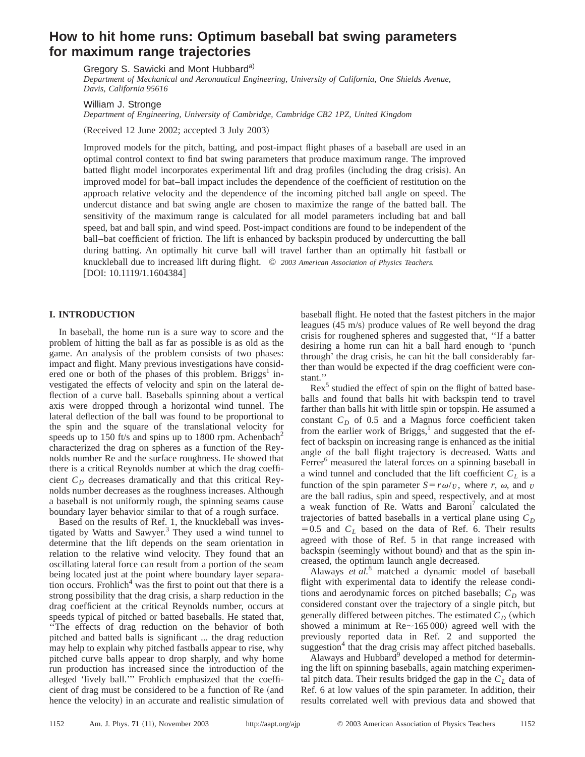# How to hit home runs: Optimum baseball bat swing parameters for maximum range trajectories

Gregory S. Sawicki and Mont Hubbard[a)]

*Department of Mechanical and Aeronautical Engineering, University of California, One Shields Avenue, Davis, California 95616*

William J. Stronge

*Department of Engineering, University of Cambridge, Cambridge CB2 1PZ, United Kingdom*

(Received 12 June 2002; accepted 3 July 2003)

Improved models for the pitch, batting, and post-impact flight phases of a baseball are used in an optimal control context to find bat swing parameters that produce maximum range. The improved batted flight model incorporates experimental lift and drag profiles (including the drag crisis). An improved model for bat–ball impact includes the dependence of the coefficient of restitution on the approach relative velocity and the dependence of the incoming pitched ball angle on speed. The undercut distance and bat swing angle are chosen to maximize the range of the batted ball. The sensitivity of the maximum range is calculated for all model parameters including bat and ball speed, bat and ball spin, and wind speed. Post-impact conditions are found to be independent of the ball–bat coefficient of friction. The lift is enhanced by backspin produced by undercutting the ball during batting. An optimally hit curve ball will travel farther than an optimally hit fastball or knuckleball due to increased lift during flight. © *2003 American Association of Physics Teachers.*
[DOI: 10.1119/1.1604384]

## I. INTRODUCTION

In baseball, the home run is a sure way to score and the problem of hitting the ball as far as possible is as old as the game. An analysis of the problem consists of two phases: impact and flight. Many previous investigations have considered one or both of the phases of this problem. Briggs[1] investigated the effects of velocity and spin on the lateral deflection of a curve ball. Baseballs spinning about a vertical axis were dropped through a horizontal wind tunnel. The lateral deflection of the ball was found to be proportional to the spin and the square of the translational velocity for speeds up to 150 ft/s and spins up to 1800 rpm. Achenbach[2] characterized the drag on spheres as a function of the Reynolds number Re and the surface roughness. He showed that there is a critical Reynolds number at which the drag coefficient $C_D$ decreases dramatically and that this critical Reynolds number decreases as the roughness increases. Although a baseball is not uniformly rough, the spinning seams cause boundary layer behavior similar to that of a rough surface.

Based on the results of Ref. 1, the knuckleball was investigated by Watts and Sawyer.[3] They used a wind tunnel to determine that the lift depends on the seam orientation in relation to the relative wind velocity. They found that an oscillating lateral force can result from a portion of the seam being located just at the point where boundary layer separation occurs. Frohlich[4] was the first to point out that there is a strong possibility that the drag crisis, a sharp reduction in the drag coefficient at the critical Reynolds number, occurs at speeds typical of pitched or batted baseballs. He stated that, ''The effects of drag reduction on the behavior of both pitched and batted balls is significant ... the drag reduction may help to explain why pitched fastballs appear to rise, why pitched curve balls appear to drop sharply, and why home run production has increased since the introduction of the alleged 'lively ball.''' Frohlich emphasized that the coefficient of drag must be considered to be a function of Re (and hence the velocity) in an accurate and realistic simulation of baseball flight. He noted that the fastest pitchers in the major leagues (45 m/s) produce values of Re well beyond the drag crisis for roughened spheres and suggested that, ''If a batter desiring a home run can hit a ball hard enough to 'punch through' the drag crisis, he can hit the ball considerably farther than would be expected if the drag coefficient were constant.''

Rex[5] studied the effect of spin on the flight of batted baseballs and found that balls hit with backspin tend to travel farther than balls hit with little spin or topspin. He assumed a constant $C_D$ of 0.5 and a Magnus force coefficient taken from the earlier work of Briggs,[1] and suggested that the effect of backspin on increasing range is enhanced as the initial angle of the ball flight trajectory is decreased. Watts and Ferrer[6] measured the lateral forces on a spinning baseball in a wind tunnel and concluded that the lift coefficient $C_L$ is a function of the spin parameter $S = r\omega/v$, where $r$, $\omega$, and $v$ are the ball radius, spin and speed, respectively, and at most a weak function of Re. Watts and Baroni[7] calculated the trajectories of batted baseballs in a vertical plane using $C_D = 0.5$ and $C_L$ based on the data of Ref. 6. Their results agreed with those of Ref. 5 in that range increased with backspin (seemingly without bound) and that as the spin increased, the optimum launch angle decreased.

Alaways *et al.*[8] matched a dynamic model of baseball flight with experimental data to identify the release conditions and aerodynamic forces on pitched baseballs; $C_D$ was considered constant over the trajectory of a single pitch, but generally differed between pitches. The estimated $C_D$ (which showed a minimum at Re~165 000) agreed well with the previously reported data in Ref. 2 and supported the suggestion[4] that the drag crisis may affect pitched baseballs.

Alaways and Hubbard[9] developed a method for determining the lift on spinning baseballs, again matching experimental pitch data. Their results bridged the gap in the $C_L$ data of Ref. 6 at low values of the spin parameter. In addition, their results correlated well with previous data and showed that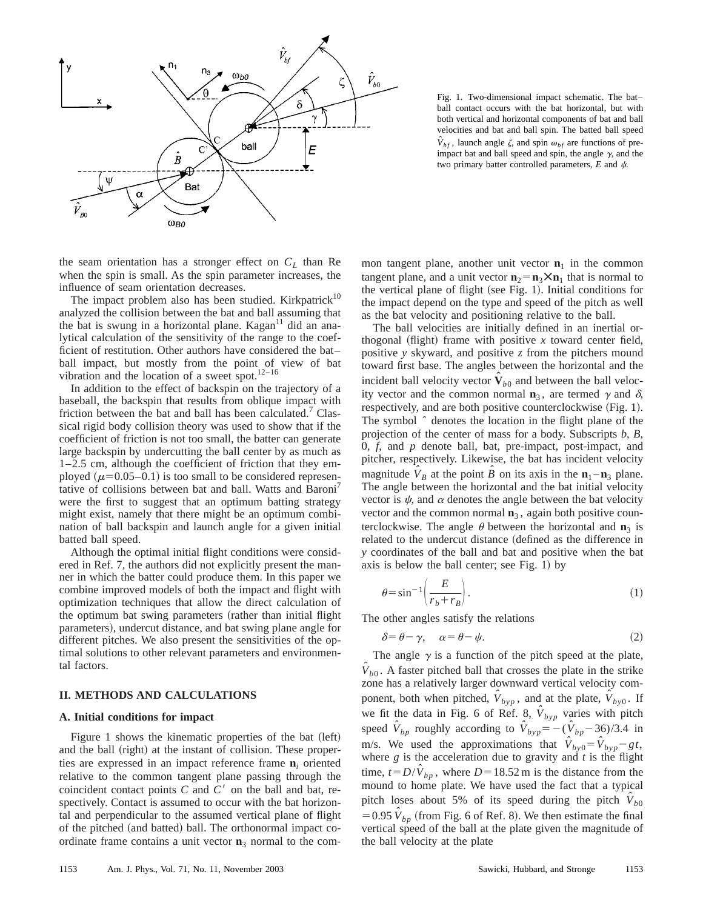Fig. 1. Two-dimensional impact schematic. The bat–ball contact occurs with the bat horizontal, but with both vertical and horizontal components of bat and ball velocities and bat and ball spin. The batted ball speed $\hat{V}_{bf}$, launch angle $\zeta$, and spin $\omega_{bf}$ are functions of pre-impact bat and ball speed and spin, the angle $\gamma$, and the two primary batter controlled parameters, $E$ and $\psi$.

the seam orientation has a stronger effect on $C_L$ than Re when the spin is small. As the spin parameter increases, the influence of seam orientation decreases.

The impact problem also has been studied. Kirkpatrick[10] analyzed the collision between the bat and ball assuming that the bat is swung in a horizontal plane. Kagan[11] did an analytical calculation of the sensitivity of the range to the coefficient of restitution. Other authors have considered the bat–ball impact, but mostly from the point of view of bat vibration and the location of a sweet spot.[12–16]

In addition to the effect of backspin on the trajectory of a baseball, the backspin that results from oblique impact with friction between the bat and ball has been calculated.[7] Classical rigid body collision theory was used to show that if the coefficient of friction is not too small, the batter can generate large backspin by undercutting the ball center by as much as 1–2.5 cm, although the coefficient of friction that they employed ($\mu=0.05$–$0.1$) is too small to be considered representative of collisions between bat and ball. Watts and Baroni[7] were the first to suggest that an optimum batting strategy might exist, namely that there might be an optimum combination of ball backspin and launch angle for a given initial batted ball speed.

Although the optimal initial flight conditions were considered in Ref. 7, the authors did not explicitly present the manner in which the batter could produce them. In this paper we combine improved models of both the impact and flight with optimization techniques that allow the direct calculation of the optimum bat swing parameters (rather than initial flight parameters), undercut distance, and bat swing plane angle for different pitches. We also present the sensitivities of the optimal solutions to other relevant parameters and environmental factors.

## II. METHODS AND CALCULATIONS

### A. Initial conditions for impact

Figure 1 shows the kinematic properties of the bat (left) and the ball (right) at the instant of collision. These properties are expressed in an impact reference frame $\mathbf{n}_i$ oriented relative to the common tangent plane passing through the coincident contact points $C$ and $C'$ on the ball and bat, respectively. Contact is assumed to occur with the bat horizontal and perpendicular to the assumed vertical plane of flight of the pitched (and batted) ball. The orthonormal impact coordinate frame contains a unit vector $\mathbf{n}_3$ normal to the common tangent plane, another unit vector $\mathbf{n}_1$ in the common tangent plane, and a unit vector $\mathbf{n}_2=\mathbf{n}_3\times\mathbf{n}_1$ that is normal to the vertical plane of flight (see Fig. 1). Initial conditions for the impact depend on the type and speed of the pitch as well as the bat velocity and positioning relative to the ball.

The ball velocities are initially defined in an inertial orthogonal (flight) frame with positive $x$ toward center field, positive $y$ skyward, and positive $z$ from the pitchers mound toward first base. The angles between the horizontal and the incident ball velocity vector $\hat{\mathbf{V}}_{b0}$ and between the ball velocity vector and the common normal $\mathbf{n}_3$, are termed $\gamma$ and $\delta$, respectively, and are both positive counterclockwise (Fig. 1). The symbol ˆ denotes the location in the flight plane of the projection of the center of mass for a body. Subscripts $b$, $B$, 0, $f$, and $p$ denote ball, bat, pre-impact, post-impact, and pitcher, respectively. Likewise, the bat has incident velocity magnitude $\hat{V}_B$ at the point $\hat{B}$ on its axis in the $\mathbf{n}_1$–$\mathbf{n}_3$ plane. The angle between the horizontal and the bat initial velocity vector is $\psi$, and $\alpha$ denotes the angle between the bat velocity vector and the common normal $\mathbf{n}_3$, again both positive counterclockwise. The angle $\theta$ between the horizontal and $\mathbf{n}_3$ is related to the undercut distance (defined as the difference in $y$ coordinates of the ball and bat and positive when the bat axis is below the ball center; see Fig. 1) by

$$\theta=\sin^{-1}\left(\frac{E}{r_b+r_B}\right). \tag{1}$$

The other angles satisfy the relations

$$\delta=\theta-\gamma, \quad \alpha=\theta-\psi. \tag{2}$$

The angle $\gamma$ is a function of the pitch speed at the plate, $\hat{V}_{b0}$. A faster pitched ball that crosses the plate in the strike zone has a relatively larger downward vertical velocity component, both when pitched, $\hat{V}_{byp}$, and at the plate, $\hat{V}_{by0}$. If we fit the data in Fig. 6 of Ref. 8, $\hat{V}_{byp}$ varies with pitch speed $\hat{V}_{bp}$ roughly according to $\hat{V}_{byp}=-(\hat{V}_{bp}-36)/3.4$ in m/s. We used the approximations that $\hat{V}_{by0}=\hat{V}_{byp}-gt$, where $g$ is the acceleration due to gravity and $t$ is the flight time, $t=D/\hat{V}_{bp}$, where $D=18.52$ m is the distance from the mound to home plate. We have used the fact that a typical pitch loses about 5% of its speed during the pitch $\hat{V}_{b0}=0.95\,\hat{V}_{bp}$ (from Fig. 6 of Ref. 8). We then estimate the final vertical speed of the ball at the plate given the magnitude of the ball velocity at the plate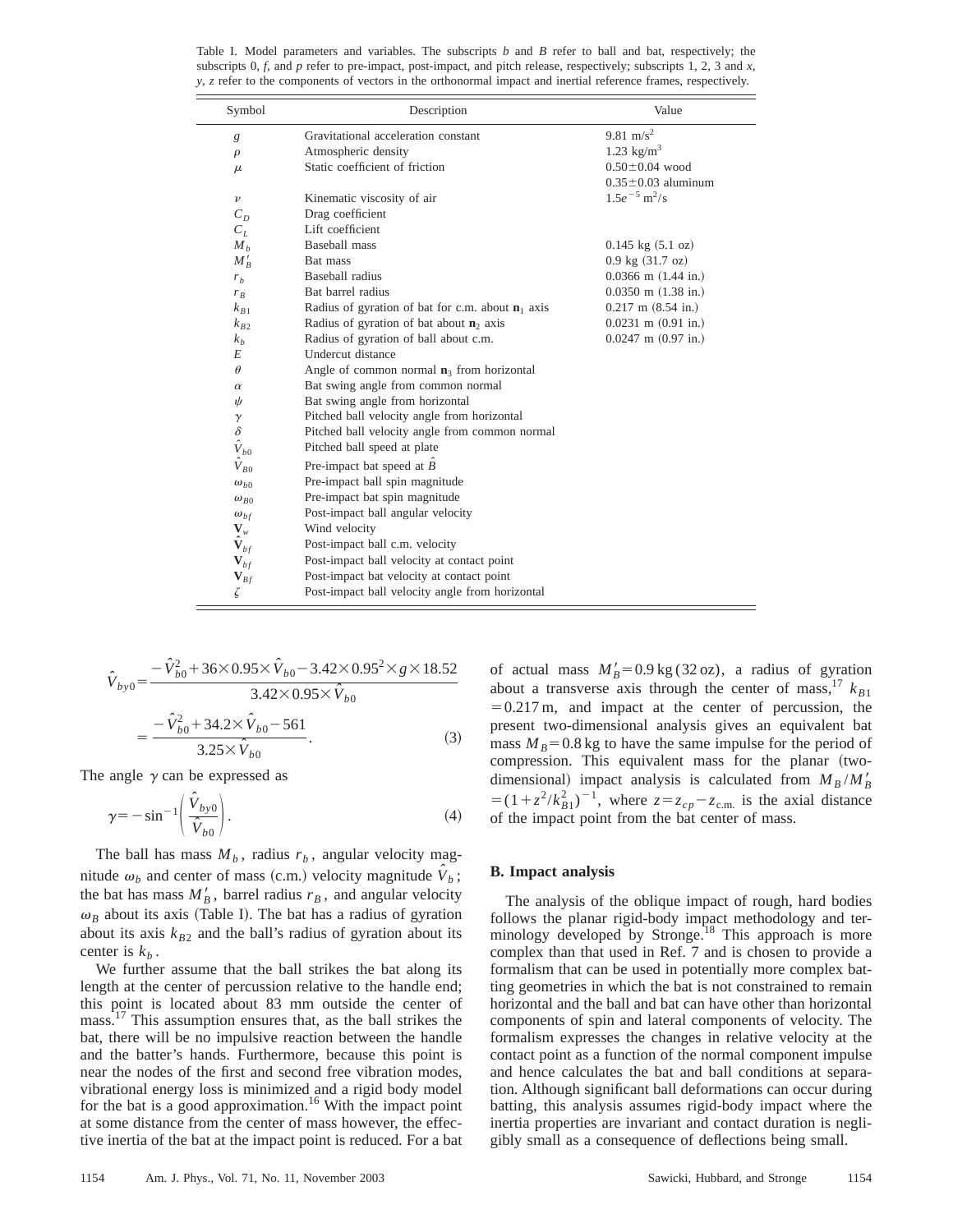Table I. Model parameters and variables. The subscripts $b$ and $B$ refer to ball and bat, respectively; the subscripts 0, $f$, and $p$ refer to pre-impact, post-impact, and pitch release, respectively; subscripts 1, 2, 3 and $x$, $y$, $z$ refer to the components of vectors in the orthonormal impact and inertial reference frames, respectively.

| Symbol | Description | Value |
|---|---|---|
| $g$ | Gravitational acceleration constant | 9.81 m/s$^2$ |
| $\rho$ | Atmospheric density | 1.23 kg/m$^3$ |
| $\mu$ | Static coefficient of friction | $0.50\pm0.04$ wood<br>$0.35\pm0.03$ aluminum |
| $\nu$ | Kinematic viscosity of air | $1.5e^{-5}$ m$^2$/s |
| $C_D$ | Drag coefficient | |
| $C_L$ | Lift coefficient | |
| $M_b$ | Baseball mass | 0.145 kg (5.1 oz) |
| $M'_B$ | Bat mass | 0.9 kg (31.7 oz) |
| $r_b$ | Baseball radius | 0.0366 m (1.44 in.) |
| $r_B$ | Bat barrel radius | 0.0350 m (1.38 in.) |
| $k_{B1}$ | Radius of gyration of bat for c.m. about $\mathbf{n}_1$ axis | 0.217 m (8.54 in.) |
| $k_{B2}$ | Radius of gyration of bat about $\mathbf{n}_2$ axis | 0.0231 m (0.91 in.) |
| $k_b$ | Radius of gyration of ball about c.m. | 0.0247 m (0.97 in.) |
| $E$ | Undercut distance | |
| $\theta$ | Angle of common normal $\mathbf{n}_3$ from horizontal | |
| $\alpha$ | Bat swing angle from common normal | |
| $\psi$ | Bat swing angle from horizontal | |
| $\gamma$ | Pitched ball velocity angle from horizontal | |
| $\delta$ | Pitched ball velocity angle from common normal | |
| $\hat{V}_{b0}$ | Pitched ball speed at plate | |
| $\hat{V}_{B0}$ | Pre-impact bat speed at $\hat{B}$ | |
| $\omega_{b0}$ | Pre-impact ball spin magnitude | |
| $\omega_{B0}$ | Pre-impact bat spin magnitude | |
| $\omega_{bf}$ | Post-impact ball angular velocity | |
| $\mathbf{V}_w$ | Wind velocity | |
| $\hat{\mathbf{V}}_{bf}$ | Post-impact ball c.m. velocity | |
| $\mathbf{V}_{bf}$ | Post-impact ball velocity at contact point | |
| $\mathbf{V}_{Bf}$ | Post-impact bat velocity at contact point | |
| $\zeta$ | Post-impact ball velocity angle from horizontal | |

$$\hat{V}_{by0}=\frac{-\hat{V}_{b0}^2+36\times0.95\times\hat{V}_{b0}-3.42\times0.95^2\times g\times18.52}{3.42\times0.95\times\hat{V}_{b0}}$$
$$=\frac{-\hat{V}_{b0}^2+34.2\times\hat{V}_{b0}-561}{3.25\times\hat{V}_{b0}}. \tag{3}$$

The angle $\gamma$ can be expressed as

$$\gamma=-\sin^{-1}\left(\frac{\hat{V}_{by0}}{\hat{V}_{b0}}\right). \tag{4}$$

The ball has mass $M_b$, radius $r_b$, angular velocity magnitude $\omega_b$ and center of mass (c.m.) velocity magnitude $\hat{V}_b$; the bat has mass $M'_B$, barrel radius $r_B$, and angular velocity $\omega_B$ about its axis (Table I). The bat has a radius of gyration about its axis $k_{B2}$ and the ball's radius of gyration about its center is $k_b$.

We further assume that the ball strikes the bat along its length at the center of percussion relative to the handle end; this point is located about 83 mm outside the center of mass.[17] This assumption ensures that, as the ball strikes the bat, there will be no impulsive reaction between the handle and the batter's hands. Furthermore, because this point is near the nodes of the first and second free vibration modes, vibrational energy loss is minimized and a rigid body model for the bat is a good approximation.[16] With the impact point at some distance from the center of mass however, the effective inertia of the bat at the impact point is reduced. For a bat of actual mass $M'_B=0.9$ kg (32 oz), a radius of gyration about a transverse axis through the center of mass,[17] $k_{B1}=0.217$ m, and impact at the center of percussion, the present two-dimensional analysis gives an equivalent bat mass $M_B=0.8$ kg to have the same impulse for the period of compression. This equivalent mass for the planar (two-dimensional) impact analysis is calculated from $M_B/M'_B=(1+z^2/k_{B1}^2)^{-1}$, where $z=z_{cp}-z_{\text{c.m.}}$ is the axial distance of the impact point from the bat center of mass.

### B. Impact analysis

The analysis of the oblique impact of rough, hard bodies follows the planar rigid-body impact methodology and terminology developed by Stronge.[18] This approach is more complex than that used in Ref. 7 and is chosen to provide a formalism that can be used in potentially more complex batting geometries in which the bat is not constrained to remain horizontal and the ball and bat can have other than horizontal components of spin and lateral components of velocity. The formalism expresses the changes in relative velocity at the contact point as a function of the normal component impulse and hence calculates the bat and ball conditions at separation. Although significant ball deformations can occur during batting, this analysis assumes rigid-body impact where the inertia properties are invariant and contact duration is negligibly small as a consequence of deflections being small.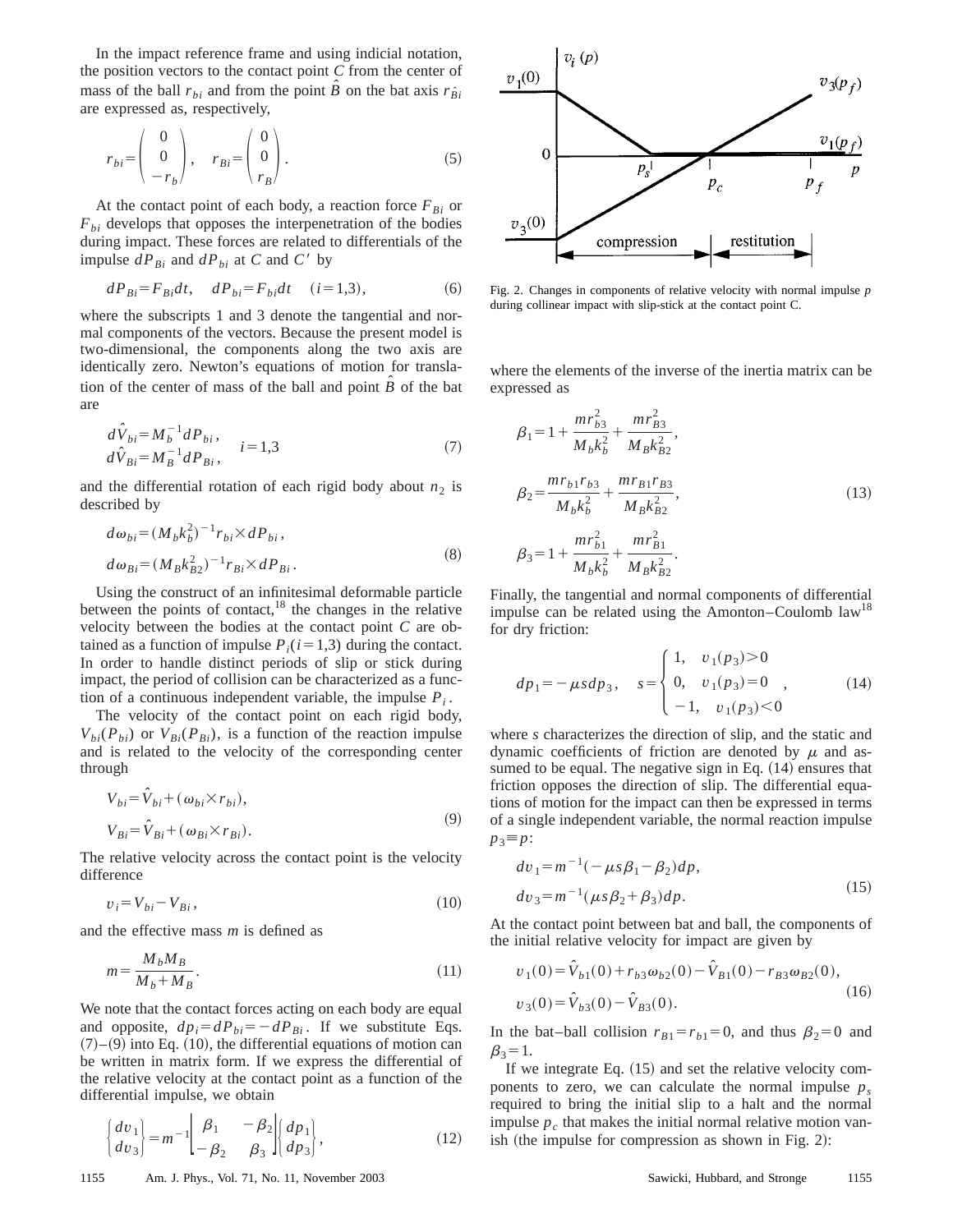In the impact reference frame and using indicial notation, the position vectors to the contact point $C$ from the center of mass of the ball $r_{bi}$ and from the point $\hat{B}$ on the bat axis $r_{\hat{B}i}$ are expressed as, respectively,

$$r_{bi}=\begin{pmatrix} 0 \\ 0 \\ -r_b \end{pmatrix}, \quad r_{Bi}=\begin{pmatrix} 0 \\ 0 \\ r_B \end{pmatrix}. \tag{5}$$

At the contact point of each body, a reaction force $F_{Bi}$ or $F_{bi}$ develops that opposes the interpenetration of the bodies during impact. These forces are related to differentials of the impulse $dP_{Bi}$ and $dP_{bi}$ at $C$ and $C'$ by

$$dP_{Bi}=F_{Bi}dt, \quad dP_{bi}=F_{bi}dt \quad (i=1,3), \tag{6}$$

where the subscripts 1 and 3 denote the tangential and normal components of the vectors. Because the present model is two-dimensional, the components along the two axis are identically zero. Newton's equations of motion for translation of the center of mass of the ball and point $\hat{B}$ of the bat are

$$\begin{aligned} d\hat{V}_{bi}&=M_b^{-1}dP_{bi}, \\ d\hat{V}_{Bi}&=M_B^{-1}dP_{Bi}, \end{aligned} \quad i=1,3 \tag{7}$$

and the differential rotation of each rigid body about $n_2$ is described by

$$\begin{aligned} d\omega_{bi}&=(M_b k_b^2)^{-1} r_{bi}\times dP_{bi}, \\ d\omega_{Bi}&=(M_B k_{B2}^2)^{-1} r_{Bi}\times dP_{Bi}. \end{aligned} \tag{8}$$

Using the construct of an infinitesimal deformable particle between the points of contact,[18] the changes in the relative velocity between the bodies at the contact point $C$ are obtained as a function of impulse $P_i (i=1,3)$ during the contact. In order to handle distinct periods of slip or stick during impact, the period of collision can be characterized as a function of a continuous independent variable, the impulse $P_i$.

The velocity of the contact point on each rigid body, $V_{bi}(P_{bi})$ or $V_{Bi}(P_{Bi})$, is a function of the reaction impulse and is related to the velocity of the corresponding center through

$$\begin{aligned} V_{bi}&=\hat{V}_{bi}+(\omega_{bi}\times r_{bi}), \\ V_{Bi}&=\hat{V}_{Bi}+(\omega_{Bi}\times r_{Bi}). \end{aligned} \tag{9}$$

The relative velocity across the contact point is the velocity difference

$$v_i=V_{bi}-V_{Bi}, \tag{10}$$

and the effective mass $m$ is defined as

$$m=\frac{M_b M_B}{M_b+M_B}. \tag{11}$$

We note that the contact forces acting on each body are equal and opposite, $dp_i=dP_{bi}=-dP_{Bi}$. If we substitute Eqs. (7)–(9) into Eq. (10), the differential equations of motion can be written in matrix form. If we express the differential of the relative velocity at the contact point as a function of the differential impulse, we obtain

$$\begin{Bmatrix} dv_1 \\ dv_3 \end{Bmatrix}=m^{-1}\begin{bmatrix} \beta_1 & -\beta_2 \\ -\beta_2 & \beta_3 \end{bmatrix}\begin{Bmatrix} dp_1 \\ dp_3 \end{Bmatrix}, \tag{12}$$

Fig. 2. Changes in components of relative velocity with normal impulse $p$ during collinear impact with slip-stick at the contact point C.

where the elements of the inverse of the inertia matrix can be expressed as

$$\begin{aligned} \beta_1&=1+\frac{m r_{b3}^2}{M_b k_b^2}+\frac{m r_{B3}^2}{M_B k_{B2}^2}, \\ \beta_2&=\frac{m r_{b1} r_{b3}}{M_b k_b^2}+\frac{m r_{B1} r_{B3}}{M_B k_{B2}^2}, \\ \beta_3&=1+\frac{m r_{b1}^2}{M_b k_b^2}+\frac{m r_{B1}^2}{M_B k_{B2}^2}. \end{aligned} \tag{13}$$

Finally, the tangential and normal components of differential impulse can be related using the Amonton–Coulomb law[18] for dry friction:

$$dp_1=-\mu s dp_3, \quad s=\begin{cases} 1, & v_1(p_3)>0 \\ 0, & v_1(p_3)=0 \\ -1, & v_1(p_3)<0 \end{cases}, \tag{14}$$

where $s$ characterizes the direction of slip, and the static and dynamic coefficients of friction are denoted by $\mu$ and assumed to be equal. The negative sign in Eq. (14) ensures that friction opposes the direction of slip. The differential equations of motion for the impact can then be expressed in terms of a single independent variable, the normal reaction impulse $p_3 \equiv p$:

$$\begin{aligned} dv_1&=m^{-1}(-\mu s\beta_1-\beta_2)dp, \\ dv_3&=m^{-1}(\mu s\beta_2+\beta_3)dp. \end{aligned} \tag{15}$$

At the contact point between bat and ball, the components of the initial relative velocity for impact are given by

$$\begin{aligned} v_1(0)&=\hat{V}_{b1}(0)+r_{b3}\omega_{b2}(0)-\hat{V}_{B1}(0)-r_{B3}\omega_{B2}(0), \\ v_3(0)&=\hat{V}_{b3}(0)-\hat{V}_{B3}(0). \end{aligned} \tag{16}$$

In the bat–ball collision $r_{B1}=r_{b1}=0$, and thus $\beta_2=0$ and $\beta_3=1$.

If we integrate Eq. (15) and set the relative velocity components to zero, we can calculate the normal impulse $p_s$ required to bring the initial slip to a halt and the normal impulse $p_c$ that makes the initial normal relative motion vanish (the impulse for compression as shown in Fig. 2):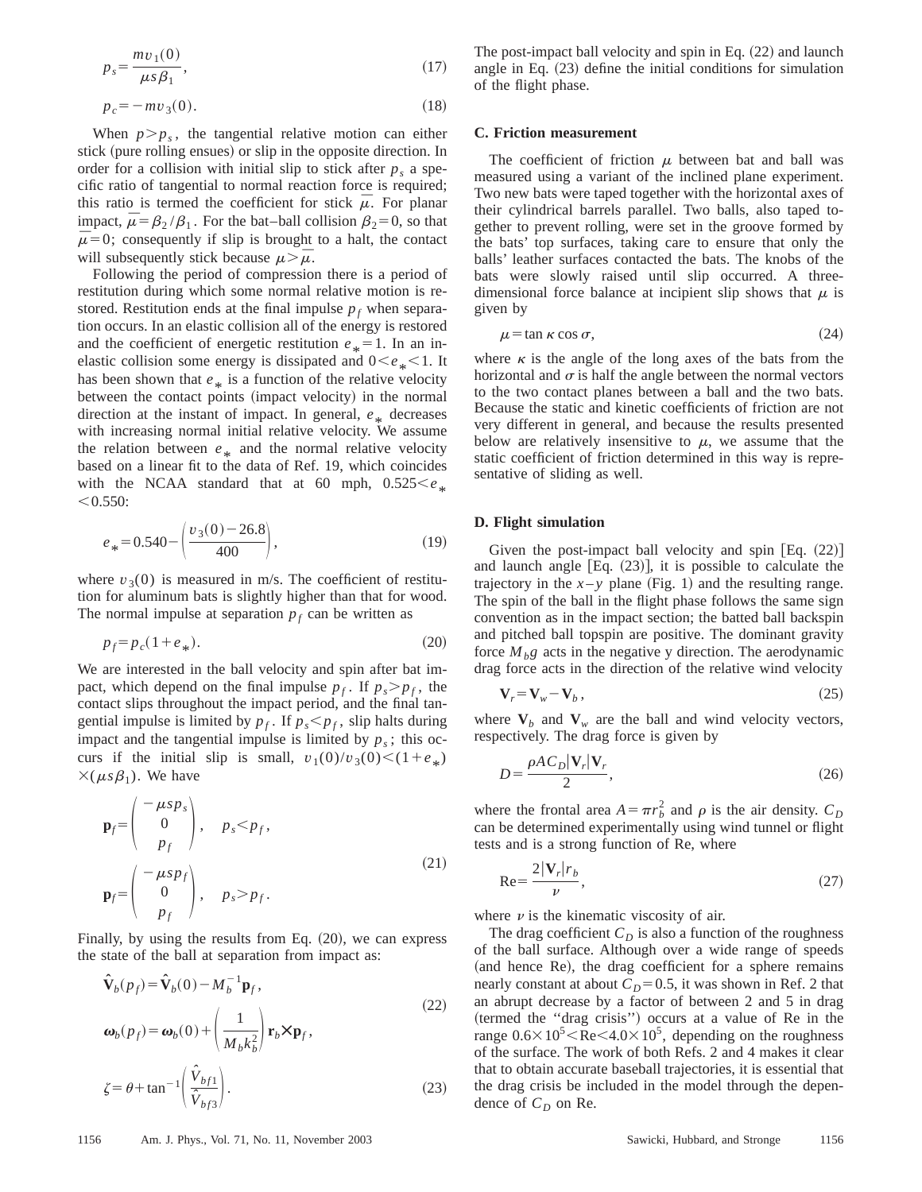$$p_s = \frac{m v_1(0)}{\mu s \beta_1}, \tag{17}$$

$$p_c = -m v_3(0). \tag{18}$$

When $p > p_s$, the tangential relative motion can either stick (pure rolling ensues) or slip in the opposite direction. In order for a collision with initial slip to stick after $p_s$ a specific ratio of tangential to normal reaction force is required; this ratio is termed the coefficient for stick $\bar{\mu}$. For planar impact, $\bar{\mu} = \beta_2 / \beta_1$. For the bat–ball collision $\beta_2 = 0$, so that $\bar{\mu} = 0$; consequently if slip is brought to a halt, the contact will subsequently stick because $\mu > \bar{\mu}$.

Following the period of compression there is a period of restitution during which some normal relative motion is restored. Restitution ends at the final impulse $p_f$ when separation occurs. In an elastic collision all of the energy is restored and the coefficient of energetic restitution $e_* = 1$. In an inelastic collision some energy is dissipated and $0 < e_* < 1$. It has been shown that $e_*$ is a function of the relative velocity between the contact points (impact velocity) in the normal direction at the instant of impact. In general, $e_*$ decreases with increasing normal initial relative velocity. We assume the relation between $e_*$ and the normal relative velocity based on a linear fit to the data of Ref. 19, which coincides with the NCAA standard that at 60 mph, $0.525 < e_* < 0.550$:

$$e_* = 0.540 - \left( \frac{v_3(0) - 26.8}{400} \right), \tag{19}$$

where $v_3(0)$ is measured in m/s. The coefficient of restitution for aluminum bats is slightly higher than that for wood. The normal impulse at separation $p_f$ can be written as

$$p_f = p_c (1 + e_*). \tag{20}$$

We are interested in the ball velocity and spin after bat impact, which depend on the final impulse $p_f$. If $p_s > p_f$, the contact slips throughout the impact period, and the final tangential impulse is limited by $p_f$. If $p_s < p_f$, slip halts during impact and the tangential impulse is limited by $p_s$; this occurs if the initial slip is small, $v_1(0)/v_3(0) < (1 + e_*) \times (\mu s \beta_1)$. We have

$$\mathbf{p}_f = \begin{pmatrix} -\mu s p_s \\ 0 \\ p_f \end{pmatrix}, \quad p_s < p_f,$$

$$\mathbf{p}_f = \begin{pmatrix} -\mu s p_f \\ 0 \\ p_f \end{pmatrix}, \quad p_s > p_f. \tag{21}$$

Finally, by using the results from Eq. (20), we can express the state of the ball at separation from impact as:

$$\hat{\mathbf{V}}_b(p_f) = \hat{\mathbf{V}}_b(0) - M_b^{-1} \mathbf{p}_f,$$

$$\boldsymbol{\omega}_b(p_f) = \boldsymbol{\omega}_b(0) + \left( \frac{1}{M_b k_b^2} \right) \mathbf{r}_b \times \mathbf{p}_f, \tag{22}$$

$$\zeta = \theta + \tan^{-1} \left( \frac{\hat{V}_{bf1}}{\hat{V}_{bf3}} \right). \tag{23}$$

The post-impact ball velocity and spin in Eq. (22) and launch angle in Eq. (23) define the initial conditions for simulation of the flight phase.

### C. Friction measurement

The coefficient of friction $\mu$ between bat and ball was measured using a variant of the inclined plane experiment. Two new bats were taped together with the horizontal axes of their cylindrical barrels parallel. Two balls, also taped together to prevent rolling, were set in the groove formed by the bats' top surfaces, taking care to ensure that only the balls' leather surfaces contacted the bats. The knobs of the bats were slowly raised until slip occurred. A three-dimensional force balance at incipient slip shows that $\mu$ is given by

$$\mu = \tan \kappa \cos \sigma, \tag{24}$$

where $\kappa$ is the angle of the long axes of the bats from the horizontal and $\sigma$ is half the angle between the normal vectors to the two contact planes between a ball and the two bats. Because the static and kinetic coefficients of friction are not very different in general, and because the results presented below are relatively insensitive to $\mu$, we assume that the static coefficient of friction determined in this way is representative of sliding as well.

### D. Flight simulation

Given the post-impact ball velocity and spin [Eq. (22)] and launch angle [Eq. (23)], it is possible to calculate the trajectory in the $x$–$y$ plane (Fig. 1) and the resulting range. The spin of the ball in the flight phase follows the same sign convention as in the impact section; the batted ball backspin and pitched ball topspin are positive. The dominant gravity force $M_b g$ acts in the negative y direction. The aerodynamic drag force acts in the direction of the relative wind velocity

$$\mathbf{V}_r = \mathbf{V}_w - \mathbf{V}_b, \tag{25}$$

where $\mathbf{V}_b$ and $\mathbf{V}_w$ are the ball and wind velocity vectors, respectively. The drag force is given by

$$D = \frac{\rho A C_D |\mathbf{V}_r| \mathbf{V}_r}{2}, \tag{26}$$

where the frontal area $A = \pi r_b^2$ and $\rho$ is the air density. $C_D$ can be determined experimentally using wind tunnel or flight tests and is a strong function of Re, where

$$\text{Re} = \frac{2 |\mathbf{V}_r| r_b}{\nu}, \tag{27}$$

where $\nu$ is the kinematic viscosity of air.

The drag coefficient $C_D$ is also a function of the roughness of the ball surface. Although over a wide range of speeds (and hence Re), the drag coefficient for a sphere remains nearly constant at about $C_D = 0.5$, it was shown in Ref. 2 that an abrupt decrease by a factor of between 2 and 5 in drag (termed the "drag crisis") occurs at a value of Re in the range $0.6 \times 10^5 < \text{Re} < 4.0 \times 10^5$, depending on the roughness of the surface. The work of both Refs. 2 and 4 makes it clear that to obtain accurate baseball trajectories, it is essential that the drag crisis be included in the model through the dependence of $C_D$ on Re.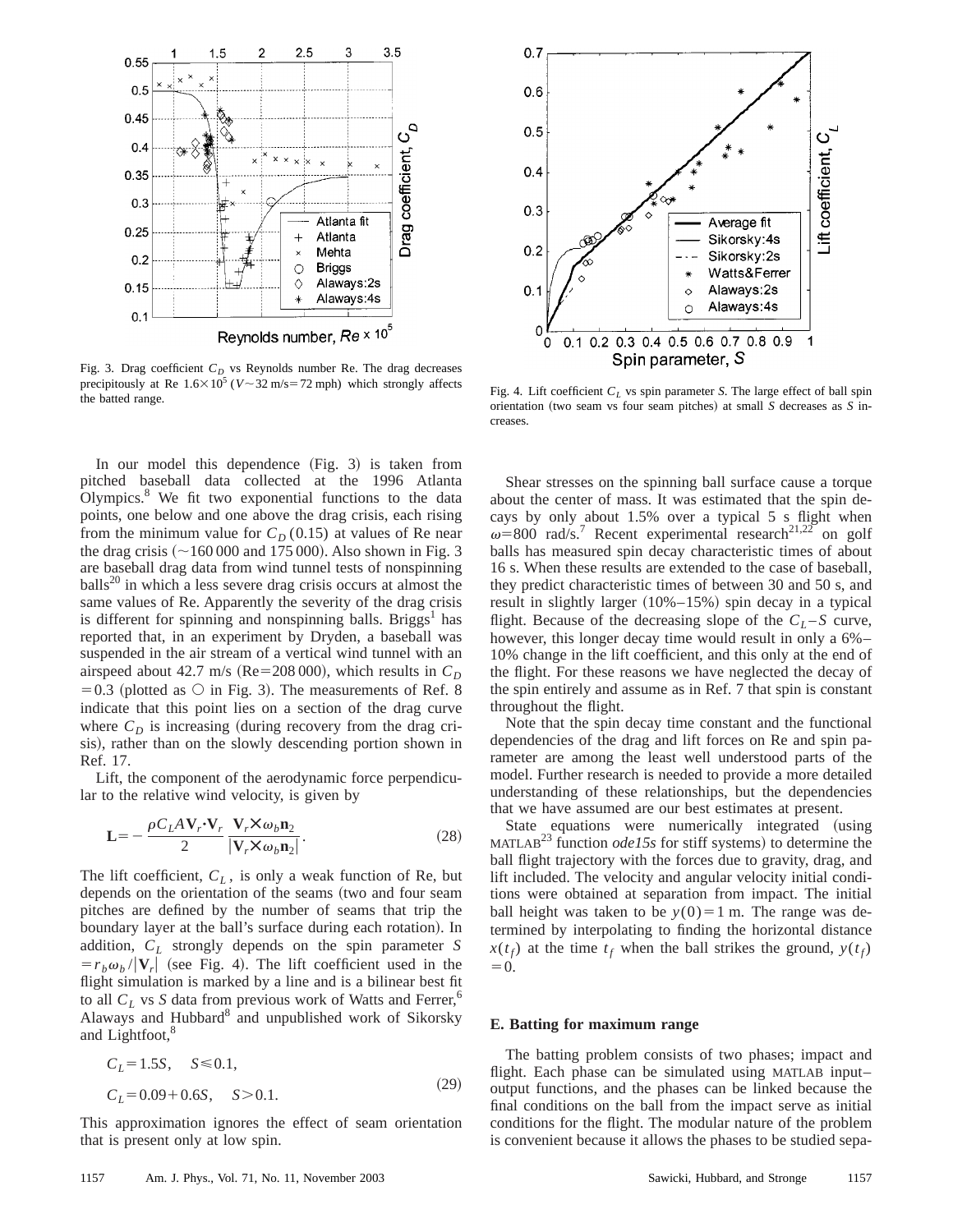Fig. 3. Drag coefficient $C_D$ vs Reynolds number Re. The drag decreases precipitously at Re $1.6\times10^5$ ($V\sim32$ m/s$=72$ mph) which strongly affects the batted range.

Fig. 4. Lift coefficient $C_L$ vs spin parameter $S$. The large effect of ball spin orientation (two seam vs four seam pitches) at small $S$ decreases as $S$ increases.

In our model this dependence (Fig. 3) is taken from pitched baseball data collected at the 1996 Atlanta Olympics.[8] We fit two exponential functions to the data points, one below and one above the drag crisis, each rising from the minimum value for $C_D$ (0.15) at values of Re near the drag crisis (~160 000 and 175 000). Also shown in Fig. 3 are baseball drag data from wind tunnel tests of nonspinning balls[20] in which a less severe drag crisis occurs at almost the same values of Re. Apparently the severity of the drag crisis is different for spinning and nonspinning balls. Briggs[1] has reported that, in an experiment by Dryden, a baseball was suspended in the air stream of a vertical wind tunnel with an airspeed about 42.7 m/s (Re=208 000), which results in $C_D = 0.3$ (plotted as ○ in Fig. 3). The measurements of Ref. 8 indicate that this point lies on a section of the drag curve where $C_D$ is increasing (during recovery from the drag crisis), rather than on the slowly descending portion shown in Ref. 17.

Lift, the component of the aerodynamic force perpendicular to the relative wind velocity, is given by

$$\mathbf{L} = -\frac{\rho C_L A \mathbf{V}_r \cdot \mathbf{V}_r}{2} \frac{\mathbf{V}_r \times \omega_b \mathbf{n}_2}{|\mathbf{V}_r \times \omega_b \mathbf{n}_2|}. \tag{28}$$

The lift coefficient, $C_L$, is only a weak function of Re, but depends on the orientation of the seams (two and four seam pitches are defined by the number of seams that trip the boundary layer at the ball's surface during each rotation). In addition, $C_L$ strongly depends on the spin parameter $S = r_b \omega_b / |\mathbf{V}_r|$ (see Fig. 4). The lift coefficient used in the flight simulation is marked by a line and is a bilinear best fit to all $C_L$ vs $S$ data from previous work of Watts and Ferrer,[6] Alaways and Hubbard[8] and unpublished work of Sikorsky and Lightfoot,[8]

$$\begin{aligned} C_L &= 1.5S, \quad S \leq 0.1, \\ C_L &= 0.09 + 0.6S, \quad S > 0.1. \end{aligned} \tag{29}$$

This approximation ignores the effect of seam orientation that is present only at low spin.

Shear stresses on the spinning ball surface cause a torque about the center of mass. It was estimated that the spin decays by only about 1.5% over a typical 5 s flight when $\omega = 800$ rad/s.[7] Recent experimental research[21,22] on golf balls has measured spin decay characteristic times of about 16 s. When these results are extended to the case of baseball, they predict characteristic times of between 30 and 50 s, and result in slightly larger (10%–15%) spin decay in a typical flight. Because of the decreasing slope of the $C_L - S$ curve, however, this longer decay time would result in only a 6%–10% change in the lift coefficient, and this only at the end of the flight. For these reasons we have neglected the decay of the spin entirely and assume as in Ref. 7 that spin is constant throughout the flight.

Note that the spin decay time constant and the functional dependencies of the drag and lift forces on Re and spin parameter are among the least well understood parts of the model. Further research is needed to provide a more detailed understanding of these relationships, but the dependencies that we have assumed are our best estimates at present.

State equations were numerically integrated (using MATLAB[23] function *ode15s* for stiff systems) to determine the ball flight trajectory with the forces due to gravity, drag, and lift included. The velocity and angular velocity initial conditions were obtained at separation from impact. The initial ball height was taken to be $y(0) = 1$ m. The range was determined by interpolating to finding the horizontal distance $x(t_f)$ at the time $t_f$ when the ball strikes the ground, $y(t_f) = 0$.

### E. Batting for maximum range

The batting problem consists of two phases; impact and flight. Each phase can be simulated using MATLAB input–output functions, and the phases can be linked because the final conditions on the ball from the impact serve as initial conditions for the flight. The modular nature of the problem is convenient because it allows the phases to be studied sepa-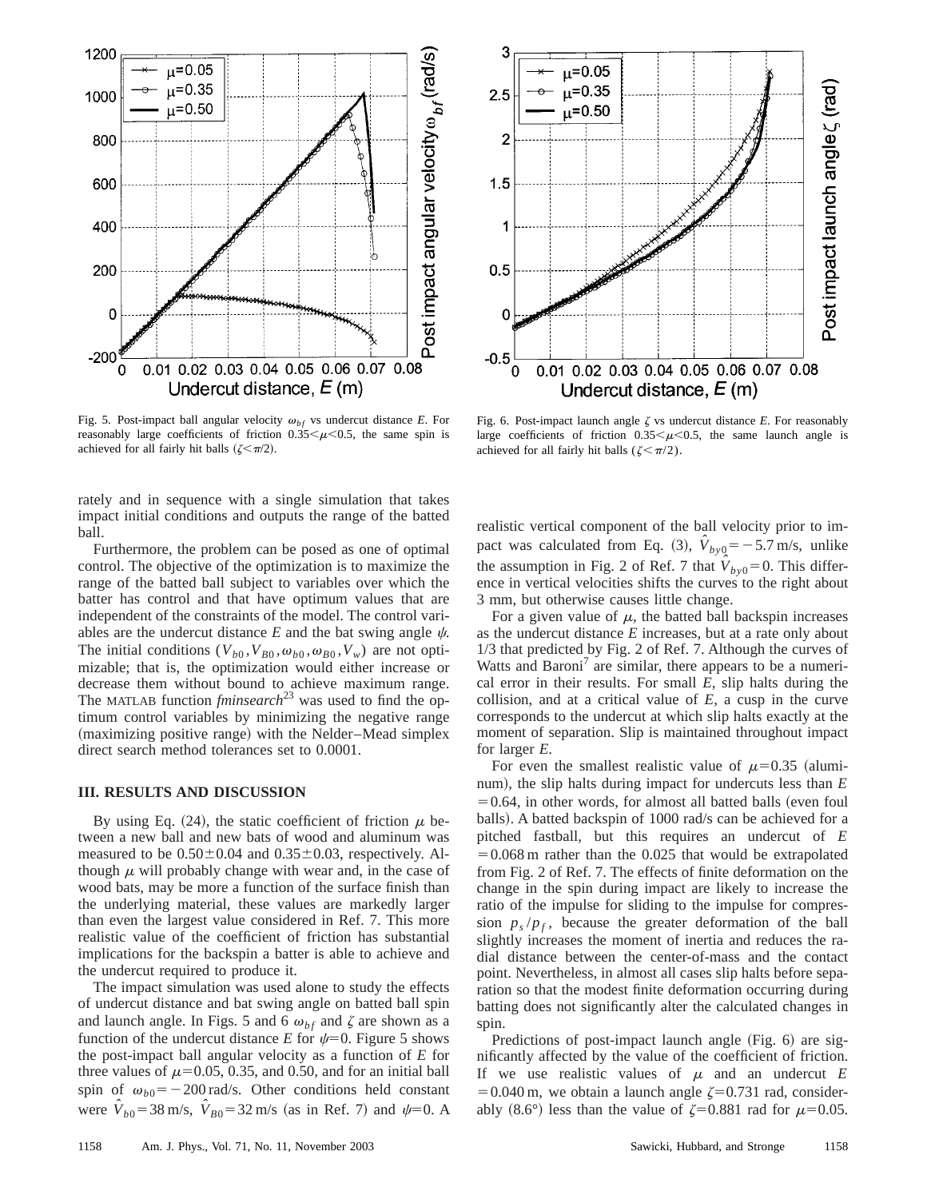Fig. 5. Post-impact ball angular velocity $\omega_{bf}$ vs undercut distance $E$. For reasonably large coefficients of friction $0.35<\mu<0.5$, the same spin is achieved for all fairly hit balls ($\zeta<\pi/2$).

Fig. 6. Post-impact launch angle $\zeta$ vs undercut distance $E$. For reasonably large coefficients of friction $0.35<\mu<0.5$, the same launch angle is achieved for all fairly hit balls ($\zeta<\pi/2$).

rately and in sequence with a single simulation that takes impact initial conditions and outputs the range of the batted ball.

Furthermore, the problem can be posed as one of optimal control. The objective of the optimization is to maximize the range of the batted ball subject to variables over which the batter has control and that have optimum values that are independent of the constraints of the model. The control variables are the undercut distance $E$ and the bat swing angle $\psi$. The initial conditions $(V_{b0}, V_{B0}, \omega_{b0}, \omega_{B0}, V_w)$ are not optimizable; that is, the optimization would either increase or decrease them without bound to achieve maximum range. The MATLAB function *fminsearch*[23] was used to find the optimum control variables by minimizing the negative range (maximizing positive range) with the Nelder–Mead simplex direct search method tolerances set to 0.0001.

## III. RESULTS AND DISCUSSION

By using Eq. (24), the static coefficient of friction $\mu$ between a new ball and new bats of wood and aluminum was measured to be $0.50\pm0.04$ and $0.35\pm0.03$, respectively. Although $\mu$ will probably change with wear and, in the case of wood bats, may be more a function of the surface finish than the underlying material, these values are markedly larger than even the largest value considered in Ref. 7. This more realistic value of the coefficient of friction has substantial implications for the backspin a batter is able to achieve and the undercut required to produce it.

The impact simulation was used alone to study the effects of undercut distance and bat swing angle on batted ball spin and launch angle. In Figs. 5 and 6 $\omega_{bf}$ and $\zeta$ are shown as a function of the undercut distance $E$ for $\psi=0$. Figure 5 shows the post-impact ball angular velocity as a function of $E$ for three values of $\mu=0.05$, 0.35, and 0.50, and for an initial ball spin of $\omega_{b0}=-200$ rad/s. Other conditions held constant were $\hat{V}_{b0}=38$ m/s, $\hat{V}_{B0}=32$ m/s (as in Ref. 7) and $\psi=0$. A realistic vertical component of the ball velocity prior to impact was calculated from Eq. (3), $\hat{V}_{by0}=-5.7$ m/s, unlike the assumption in Fig. 2 of Ref. 7 that $\hat{V}_{by0}=0$. This difference in vertical velocities shifts the curves to the right about 3 mm, but otherwise causes little change.

For a given value of $\mu$, the batted ball backspin increases as the undercut distance $E$ increases, but at a rate only about 1/3 that predicted by Fig. 2 of Ref. 7. Although the curves of Watts and Baroni[7] are similar, there appears to be a numerical error in their results. For small $E$, slip halts during the collision, and at a critical value of $E$, a cusp in the curve corresponds to the undercut at which slip halts exactly at the moment of separation. Slip is maintained throughout impact for larger $E$.

For even the smallest realistic value of $\mu=0.35$ (aluminum), the slip halts during impact for undercuts less than $E=0.64$, in other words, for almost all batted balls (even foul balls). A batted backspin of 1000 rad/s can be achieved for a pitched fastball, but this requires an undercut of $E=0.068$ m rather than the 0.025 that would be extrapolated from Fig. 2 of Ref. 7. The effects of finite deformation on the change in the spin during impact are likely to increase the ratio of the impulse for sliding to the impulse for compression $p_s/p_f$, because the greater deformation of the ball slightly increases the moment of inertia and reduces the radial distance between the center-of-mass and the contact point. Nevertheless, in almost all cases slip halts before separation so that the modest finite deformation occurring during batting does not significantly alter the calculated changes in spin.

Predictions of post-impact launch angle (Fig. 6) are significantly affected by the value of the coefficient of friction. If we use realistic values of $\mu$ and an undercut $E=0.040$ m, we obtain a launch angle $\zeta=0.731$ rad, considerably (8.6°) less than the value of $\zeta=0.881$ rad for $\mu=0.05$.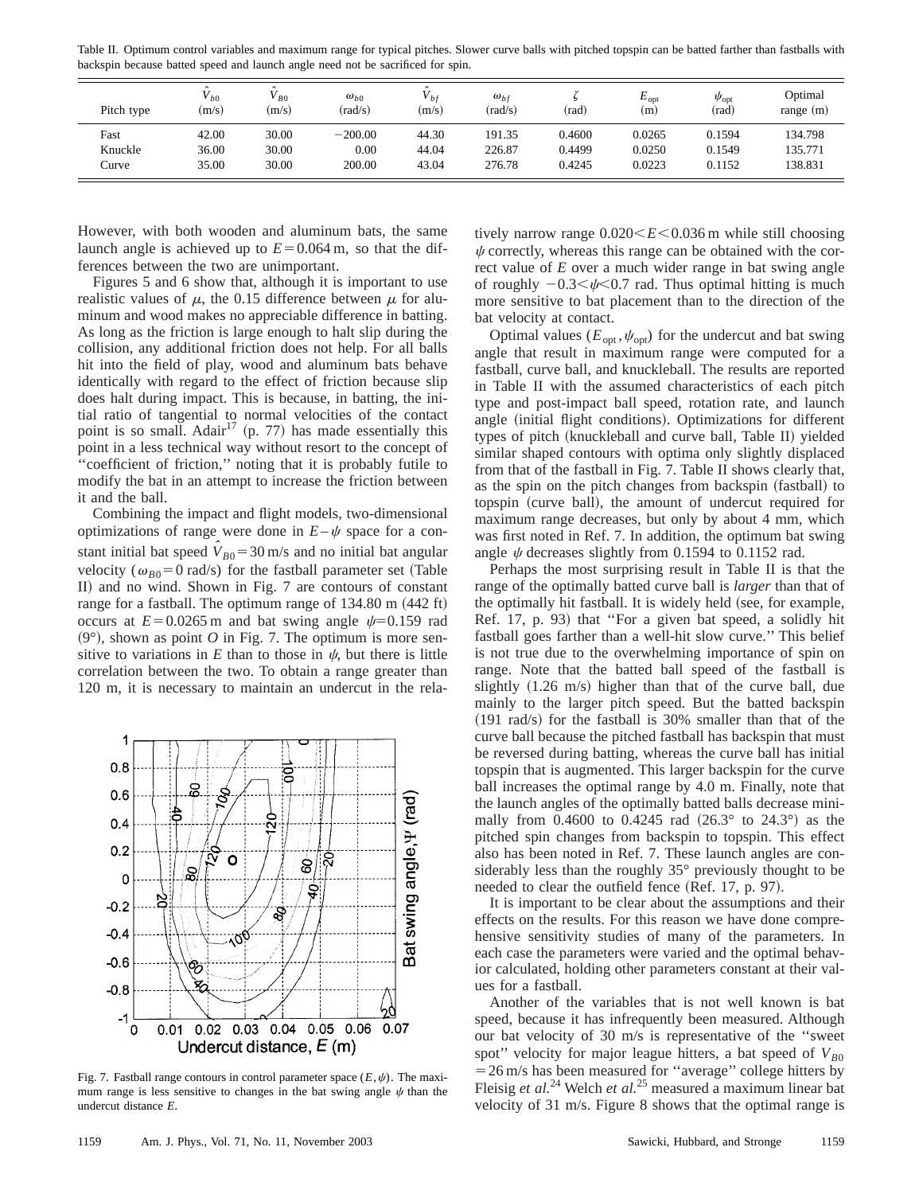Table II. Optimum control variables and maximum range for typical pitches. Slower curve balls with pitched topspin can be batted farther than fastballs with backspin because batted speed and launch angle need not be sacrificed for spin.

| Pitch type | $\hat{V}_{b0}$ (m/s) | $\hat{V}_{B0}$ (m/s) | $\omega_{b0}$ (rad/s) | $\hat{V}_{bf}$ (m/s) | $\omega_{bf}$ (rad/s) | $\zeta$ (rad) | $E_{\text{opt}}$ (m) | $\psi_{\text{opt}}$ (rad) | Optimal range (m) |
|---|---|---|---|---|---|---|---|---|---|
| Fast | 42.00 | 30.00 | −200.00 | 44.30 | 191.35 | 0.4600 | 0.0265 | 0.1594 | 134.798 |
| Knuckle | 36.00 | 30.00 | 0.00 | 44.04 | 226.87 | 0.4499 | 0.0250 | 0.1549 | 135.771 |
| Curve | 35.00 | 30.00 | 200.00 | 43.04 | 276.78 | 0.4245 | 0.0223 | 0.1152 | 138.831 |

However, with both wooden and aluminum bats, the same launch angle is achieved up to $E=0.064$ m, so that the differences between the two are unimportant.

Figures 5 and 6 show that, although it is important to use realistic values of $\mu$, the 0.15 difference between $\mu$ for aluminum and wood makes no appreciable difference in batting. As long as the friction is large enough to halt slip during the collision, any additional friction does not help. For all balls hit into the field of play, wood and aluminum bats behave identically with regard to the effect of friction because slip does halt during impact. This is because, in batting, the initial ratio of tangential to normal velocities of the contact point is so small. Adair[17] (p. 77) has made essentially this point in a less technical way without resort to the concept of "coefficient of friction," noting that it is probably futile to modify the bat in an attempt to increase the friction between it and the ball.

Combining the impact and flight models, two-dimensional optimizations of range were done in $E-\psi$ space for a constant initial bat speed $\hat{V}_{B0}=30$ m/s and no initial bat angular velocity ($\omega_{B0}=0$ rad/s) for the fastball parameter set (Table II) and no wind. Shown in Fig. 7 are contours of constant range for a fastball. The optimum range of 134.80 m (442 ft) occurs at $E=0.0265$ m and bat swing angle $\psi=0.159$ rad (9°), shown as point *O* in Fig. 7. The optimum is more sensitive to variations in $E$ than to those in $\psi$, but there is little correlation between the two. To obtain a range greater than 120 m, it is necessary to maintain an undercut in the relatively narrow range $0.020<E<0.036$ m while still choosing $\psi$ correctly, whereas this range can be obtained with the correct value of $E$ over a much wider range in bat swing angle of roughly $-0.3<\psi<0.7$ rad. Thus optimal hitting is much more sensitive to bat placement than to the direction of the bat velocity at contact.

Fig. 7. Fastball range contours in control parameter space $(E,\psi)$. The maximum range is less sensitive to changes in the bat swing angle $\psi$ than the undercut distance $E$.

Optimal values $(E_{\text{opt}},\psi_{\text{opt}})$ for the undercut and bat swing angle that result in maximum range were computed for a fastball, curve ball, and knuckleball. The results are reported in Table II with the assumed characteristics of each pitch type and post-impact ball speed, rotation rate, and launch angle (initial flight conditions). Optimizations for different types of pitch (knuckleball and curve ball, Table II) yielded similar shaped contours with optima only slightly displaced from that of the fastball in Fig. 7. Table II shows clearly that, as the spin on the pitch changes from backspin (fastball) to topspin (curve ball), the amount of undercut required for maximum range decreases, but only by about 4 mm, which was first noted in Ref. 7. In addition, the optimum bat swing angle $\psi$ decreases slightly from 0.1594 to 0.1152 rad.

Perhaps the most surprising result in Table II is that the range of the optimally batted curve ball is *larger* than that of the optimally hit fastball. It is widely held (see, for example, Ref. 17, p. 93) that "For a given bat speed, a solidly hit fastball goes farther than a well-hit slow curve." This belief is not true due to the overwhelming importance of spin on range. Note that the batted ball speed of the fastball is slightly (1.26 m/s) higher than that of the curve ball, due mainly to the larger pitch speed. But the batted backspin (191 rad/s) for the fastball is 30% smaller than that of the curve ball because the pitched fastball has backspin that must be reversed during batting, whereas the curve ball has initial topspin that is augmented. This larger backspin for the curve ball increases the optimal range by 4.0 m. Finally, note that the launch angles of the optimally batted balls decrease minimally from 0.4600 to 0.4245 rad (26.3° to 24.3°) as the pitched spin changes from backspin to topspin. This effect also has been noted in Ref. 7. These launch angles are considerably less than the roughly 35° previously thought to be needed to clear the outfield fence (Ref. 17, p. 97).

It is important to be clear about the assumptions and their effects on the results. For this reason we have done comprehensive sensitivity studies of many of the parameters. In each case the parameters were varied and the optimal behavior calculated, holding other parameters constant at their values for a fastball.

Another of the variables that is not well known is bat speed, because it has infrequently been measured. Although our bat velocity of 30 m/s is representative of the "sweet spot" velocity for major league hitters, a bat speed of $V_{B0}=26$ m/s has been measured for "average" college hitters by Fleisig *et al.*[24] Welch *et al.*[25] measured a maximum linear bat velocity of 31 m/s. Figure 8 shows that the optimal range is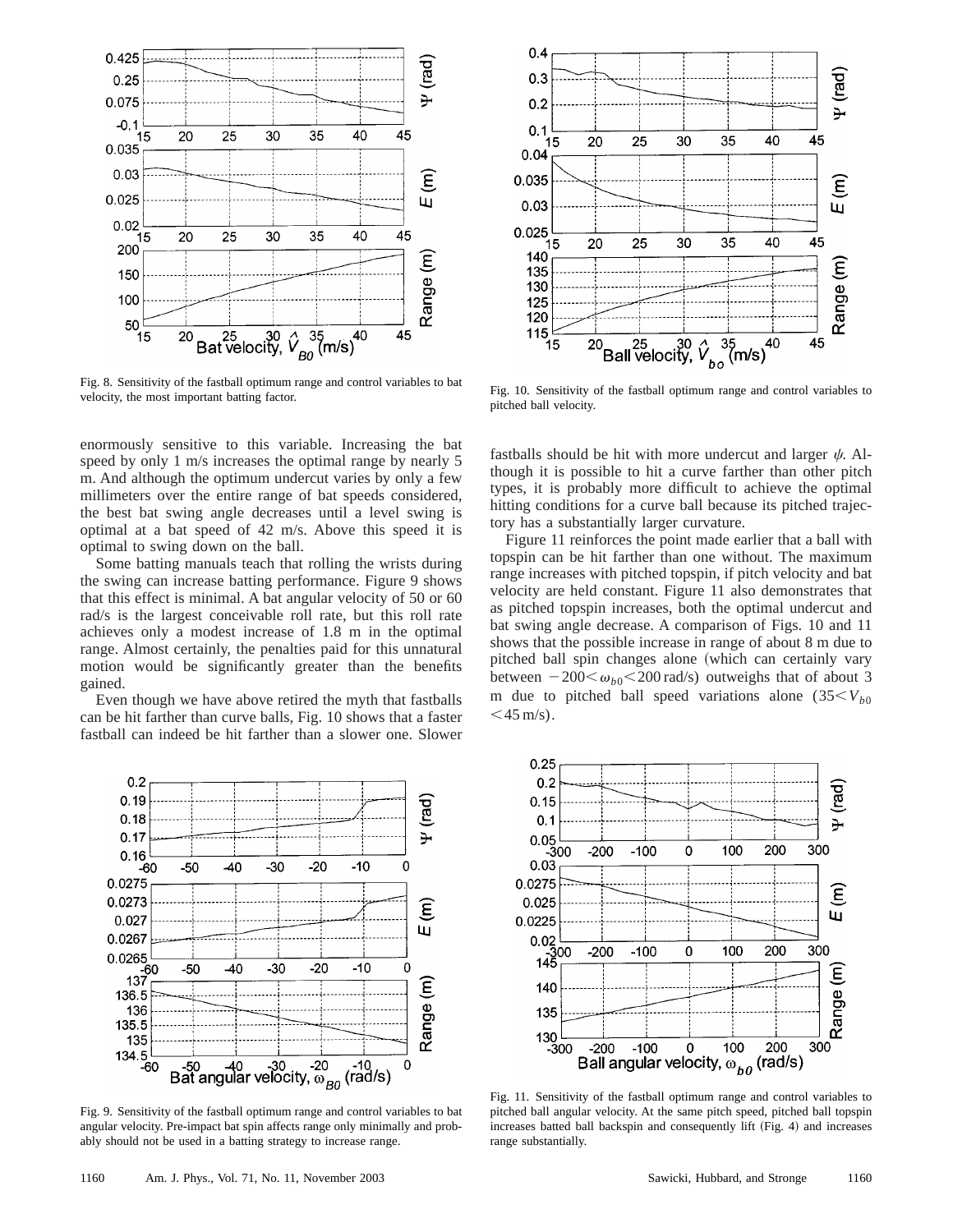Fig. 8. Sensitivity of the fastball optimum range and control variables to bat velocity, the most important batting factor.

enormously sensitive to this variable. Increasing the bat speed by only 1 m/s increases the optimal range by nearly 5 m. And although the optimum undercut varies by only a few millimeters over the entire range of bat speeds considered, the best bat swing angle decreases until a level swing is optimal at a bat speed of 42 m/s. Above this speed it is optimal to swing down on the ball.

Some batting manuals teach that rolling the wrists during the swing can increase batting performance. Figure 9 shows that this effect is minimal. A bat angular velocity of 50 or 60 rad/s is the largest conceivable roll rate, but this roll rate achieves only a modest increase of 1.8 m in the optimal range. Almost certainly, the penalties paid for this unnatural motion would be significantly greater than the benefits gained.

Even though we have above retired the myth that fastballs can be hit farther than curve balls, Fig. 10 shows that a faster fastball can indeed be hit farther than a slower one. Slower fastballs should be hit with more undercut and larger $\psi$. Although it is possible to hit a curve farther than other pitch types, it is probably more difficult to achieve the optimal hitting conditions for a curve ball because its pitched trajectory has a substantially larger curvature.

Figure 11 reinforces the point made earlier that a ball with topspin can be hit farther than one without. The maximum range increases with pitched topspin, if pitch velocity and bat velocity are held constant. Figure 11 also demonstrates that as pitched topspin increases, both the optimal undercut and bat swing angle decrease. A comparison of Figs. 10 and 11 shows that the possible increase in range of about 8 m due to pitched ball spin changes alone (which can certainly vary between $-200 < \omega_{b0} < 200$ rad/s) outweighs that of about 3 m due to pitched ball speed variations alone ($35 < V_{b0} < 45$ m/s).

Fig. 10. Sensitivity of the fastball optimum range and control variables to pitched ball velocity.

Fig. 9. Sensitivity of the fastball optimum range and control variables to bat angular velocity. Pre-impact bat spin affects range only minimally and probably should not be used in a batting strategy to increase range.

Fig. 11. Sensitivity of the fastball optimum range and control variables to pitched ball angular velocity. At the same pitch speed, pitched ball topspin increases batted ball backspin and consequently lift (Fig. 4) and increases range substantially.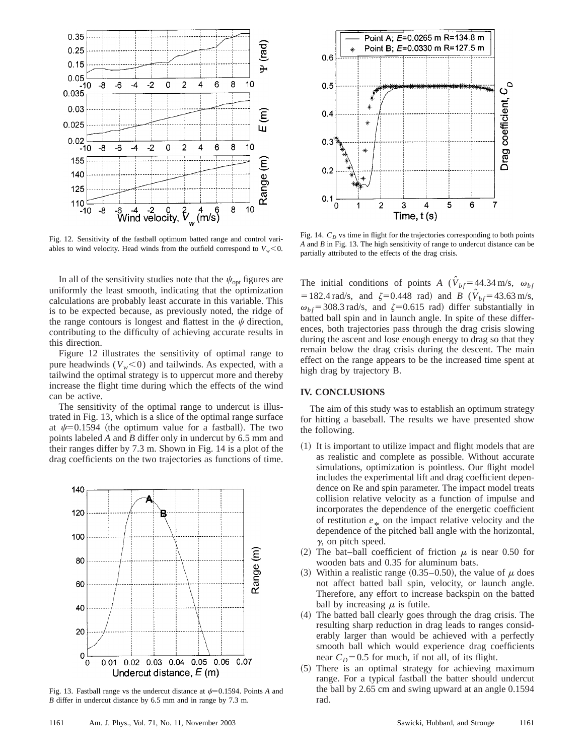Fig. 12. Sensitivity of the fastball optimum batted range and control variables to wind velocity. Head winds from the outfield correspond to $V_w < 0$.

In all of the sensitivity studies note that the $\psi_{\rm opt}$ figures are uniformly the least smooth, indicating that the optimization calculations are probably least accurate in this variable. This is to be expected because, as previously noted, the ridge of the range contours is longest and flattest in the $\psi$ direction, contributing to the difficulty of achieving accurate results in this direction.

Figure 12 illustrates the sensitivity of optimal range to pure headwinds ($V_w < 0$) and tailwinds. As expected, with a tailwind the optimal strategy is to uppercut more and thereby increase the flight time during which the effects of the wind can be active.

The sensitivity of the optimal range to undercut is illustrated in Fig. 13, which is a slice of the optimal range surface at $\psi = 0.1594$ (the optimum value for a fastball). The two points labeled *A* and *B* differ only in undercut by 6.5 mm and their ranges differ by 7.3 m. Shown in Fig. 14 is a plot of the drag coefficients on the two trajectories as functions of time.

Fig. 13. Fastball range vs the undercut distance at $\psi = 0.1594$. Points *A* and *B* differ in undercut distance by 6.5 mm and in range by 7.3 m.

Fig. 14. $C_D$ vs time in flight for the trajectories corresponding to both points *A* and *B* in Fig. 13. The high sensitivity of range to undercut distance can be partially attributed to the effects of the drag crisis.

The initial conditions of points *A* ($\hat{V}_{bf} = 44.34$ m/s, $\omega_{bf} = 182.4$ rad/s, and $\zeta = 0.448$ rad) and *B* ($\hat{V}_{bf} = 43.63$ m/s, $\omega_{bf} = 308.3$ rad/s, and $\zeta = 0.615$ rad) differ substantially in batted ball spin and in launch angle. In spite of these differences, both trajectories pass through the drag crisis slowing during the ascent and lose enough energy to drag so that they remain below the drag crisis during the descent. The main effect on the range appears to be the increased time spent at high drag by trajectory B.

## IV. CONCLUSIONS

The aim of this study was to establish an optimum strategy for hitting a baseball. The results we have presented show the following.

(1) It is important to utilize impact and flight models that are as realistic and complete as possible. Without accurate simulations, optimization is pointless. Our flight model includes the experimental lift and drag coefficient dependence on Re and spin parameter. The impact model treats collision relative velocity as a function of impulse and incorporates the dependence of the energetic coefficient of restitution $e_*$ on the impact relative velocity and the dependence of the pitched ball angle with the horizontal, $\gamma$, on pitch speed.

(2) The bat–ball coefficient of friction $\mu$ is near 0.50 for wooden bats and 0.35 for aluminum bats.

(3) Within a realistic range (0.35–0.50), the value of $\mu$ does not affect batted ball spin, velocity, or launch angle. Therefore, any effort to increase backspin on the batted ball by increasing $\mu$ is futile.

(4) The batted ball clearly goes through the drag crisis. The resulting sharp reduction in drag leads to ranges considerably larger than would be achieved with a perfectly smooth ball which would experience drag coefficients near $C_D = 0.5$ for much, if not all, of its flight.

(5) There is an optimal strategy for achieving maximum range. For a typical fastball the batter should undercut the ball by 2.65 cm and swing upward at an angle 0.1594 rad.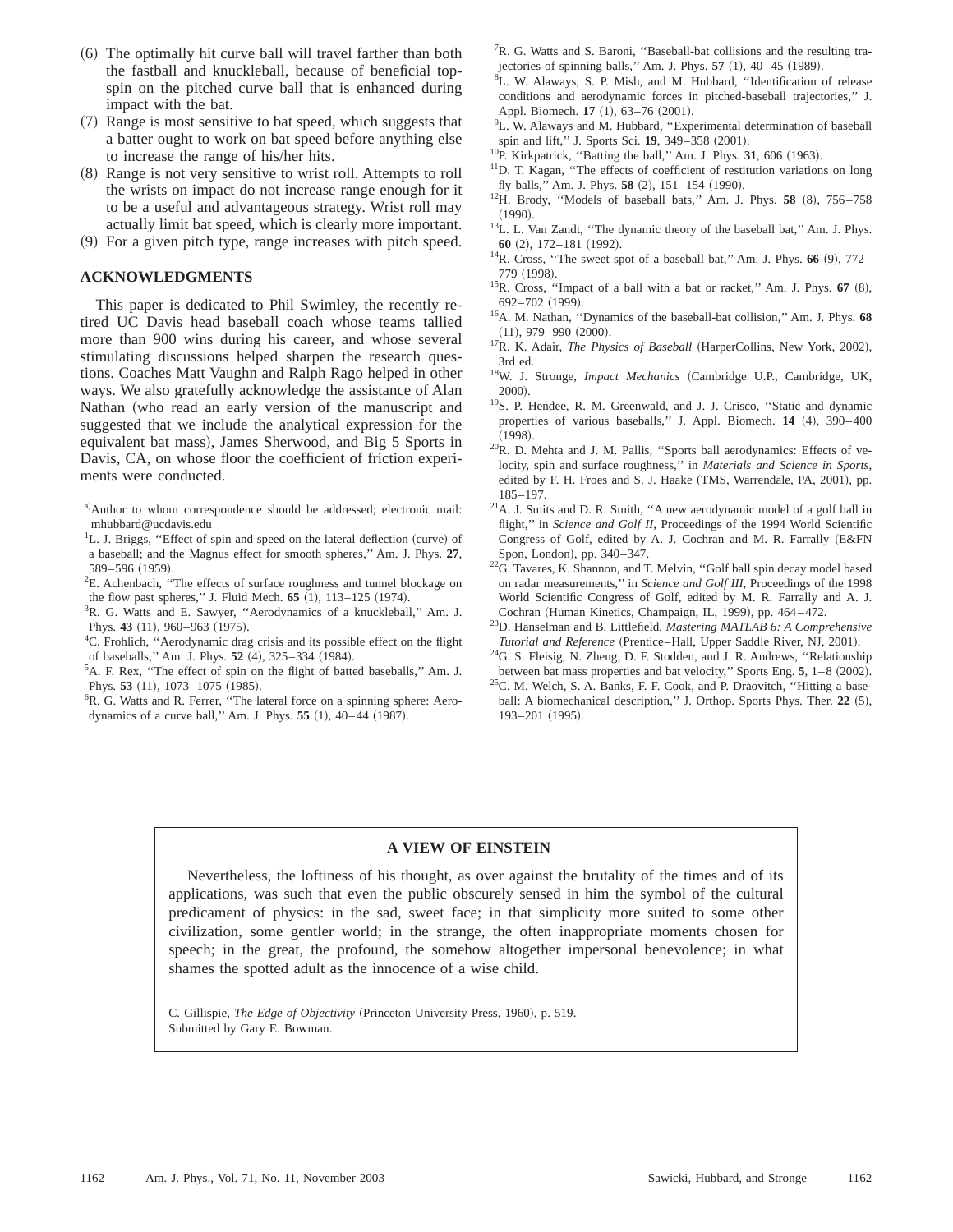(6) The optimally hit curve ball will travel farther than both the fastball and knuckleball, because of beneficial topspin on the pitched curve ball that is enhanced during impact with the bat.

(7) Range is most sensitive to bat speed, which suggests that a batter ought to work on bat speed before anything else to increase the range of his/her hits.

(8) Range is not very sensitive to wrist roll. Attempts to roll the wrists on impact do not increase range enough for it to be a useful and advantageous strategy. Wrist roll may actually limit bat speed, which is clearly more important.

(9) For a given pitch type, range increases with pitch speed.

## ACKNOWLEDGMENTS

This paper is dedicated to Phil Swimley, the recently retired UC Davis head baseball coach whose teams tallied more than 900 wins during his career, and whose several stimulating discussions helped sharpen the research questions. Coaches Matt Vaughn and Ralph Rago helped in other ways. We also gratefully acknowledge the assistance of Alan Nathan (who read an early version of the manuscript and suggested that we include the analytical expression for the equivalent bat mass), James Sherwood, and Big 5 Sports in Davis, CA, on whose floor the coefficient of friction experiments were conducted.

[a] Author to whom correspondence should be addressed; electronic mail: mhubbard@ucdavis.edu

[1] L. J. Briggs, ''Effect of spin and speed on the lateral deflection (curve) of a baseball; and the Magnus effect for smooth spheres,'' Am. J. Phys. **27**, 589–596 (1959).

[2] E. Achenbach, ''The effects of surface roughness and tunnel blockage on the flow past spheres,'' J. Fluid Mech. **65** (1), 113–125 (1974).

[3] R. G. Watts and E. Sawyer, ''Aerodynamics of a knuckleball,'' Am. J. Phys. **43** (11), 960–963 (1975).

[4] C. Frohlich, ''Aerodynamic drag crisis and its possible effect on the flight of baseballs,'' Am. J. Phys. **52** (4), 325–334 (1984).

[5] A. F. Rex, ''The effect of spin on the flight of batted baseballs,'' Am. J. Phys. **53** (11), 1073–1075 (1985).

[6] R. G. Watts and R. Ferrer, ''The lateral force on a spinning sphere: Aerodynamics of a curve ball,'' Am. J. Phys. **55** (1), 40–44 (1987).

[7] R. G. Watts and S. Baroni, ''Baseball-bat collisions and the resulting trajectories of spinning balls,'' Am. J. Phys. **57** (1), 40–45 (1989).

[8] L. W. Alaways, S. P. Mish, and M. Hubbard, ''Identification of release conditions and aerodynamic forces in pitched-baseball trajectories,'' J. Appl. Biomech. **17** (1), 63–76 (2001).

[9] L. W. Alaways and M. Hubbard, ''Experimental determination of baseball spin and lift,'' J. Sports Sci. **19**, 349–358 (2001).

[10] P. Kirkpatrick, ''Batting the ball,'' Am. J. Phys. **31**, 606 (1963).

[11] D. T. Kagan, ''The effects of coefficient of restitution variations on long fly balls,'' Am. J. Phys. **58** (2), 151–154 (1990).

[12] H. Brody, ''Models of baseball bats,'' Am. J. Phys. **58** (8), 756–758 (1990).

[13] L. L. Van Zandt, ''The dynamic theory of the baseball bat,'' Am. J. Phys. **60** (2), 172–181 (1992).

[14] R. Cross, ''The sweet spot of a baseball bat,'' Am. J. Phys. **66** (9), 772–779 (1998).

[15] R. Cross, ''Impact of a ball with a bat or racket,'' Am. J. Phys. **67** (8), 692–702 (1999).

[16] A. M. Nathan, ''Dynamics of the baseball-bat collision,'' Am. J. Phys. **68** (11), 979–990 (2000).

[17] R. K. Adair, *The Physics of Baseball* (HarperCollins, New York, 2002), 3rd ed.

[18] W. J. Stronge, *Impact Mechanics* (Cambridge U.P., Cambridge, UK, 2000).

[19] S. P. Hendee, R. M. Greenwald, and J. J. Crisco, ''Static and dynamic properties of various baseballs,'' J. Appl. Biomech. **14** (4), 390–400 (1998).

[20] R. D. Mehta and J. M. Pallis, ''Sports ball aerodynamics: Effects of velocity, spin and surface roughness,'' in *Materials and Science in Sports*, edited by F. H. Froes and S. J. Haake (TMS, Warrendale, PA, 2001), pp. 185–197.

[21] A. J. Smits and D. R. Smith, ''A new aerodynamic model of a golf ball in flight,'' in *Science and Golf II*, Proceedings of the 1994 World Scientific Congress of Golf, edited by A. J. Cochran and M. R. Farrally (E&FN Spon, London), pp. 340–347.

[22] G. Tavares, K. Shannon, and T. Melvin, ''Golf ball spin decay model based on radar measurements,'' in *Science and Golf III*, Proceedings of the 1998 World Scientific Congress of Golf, edited by M. R. Farrally and A. J. Cochran (Human Kinetics, Champaign, IL, 1999), pp. 464–472.

[23] D. Hanselman and B. Littlefield, *Mastering MATLAB 6: A Comprehensive Tutorial and Reference* (Prentice–Hall, Upper Saddle River, NJ, 2001).

[24] G. S. Fleisig, N. Zheng, D. F. Stodden, and J. R. Andrews, ''Relationship between bat mass properties and bat velocity,'' Sports Eng. **5**, 1–8 (2002).

[25] C. M. Welch, S. A. Banks, F. F. Cook, and P. Draovitch, ''Hitting a baseball: A biomechanical description,'' J. Orthop. Sports Phys. Ther. **22** (5), 193–201 (1995).

### A VIEW OF EINSTEIN

Nevertheless, the loftiness of his thought, as over against the brutality of the times and of its applications, was such that even the public obscurely sensed in him the symbol of the cultural predicament of physics: in the sad, sweet face; in that simplicity more suited to some other civilization, some gentler world; in the strange, the often inappropriate moments chosen for speech; in the great, the profound, the somehow altogether impersonal benevolence; in what shames the spotted adult as the innocence of a wise child.

C. Gillispie, *The Edge of Objectivity* (Princeton University Press, 1960), p. 519.
Submitted by Gary E. Bowman.